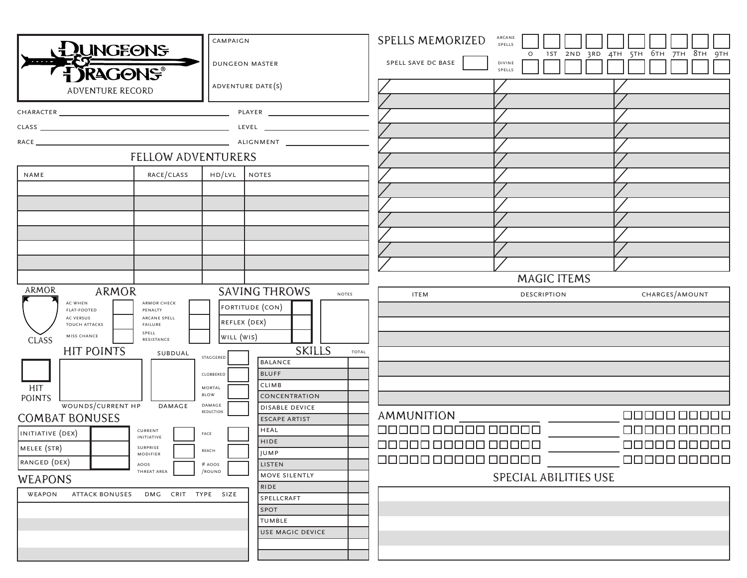# Dungeons & Dragons

ADVENTURE RECORD

CAMPAIGN

DUNGEON MASTER

ADVENTURE DATE(S)

CHARACTER ________________ PLAYER ________________

CLASS ________________ LEVEL ________________

RACE ________________ ALIGNMENT ________________

## FELLOW ADVENTURERS

| NAME | RACE/CLASS | HD/LVL | NOTES |
|---|---|---|---|
| | | | |
| | | | |
| | | | |
| | | | |
| | | | |
| | | | |
| | | | |

## ARMOR

ARMOR CLASS

| | | | |
|---|---|---|---|
| AC WHEN FLAT-FOOTED | | ARMOR CHECK PENALTY | |
| AC VERSUS TOUCH ATTACKS | | ARCANE SPELL FAILURE | |
| MISS CHANCE | | SPELL RESISTANCE | |

## SAVING THROWS

| | | NOTES |
|---|---|---|
| FORTITUDE (CON) | | |
| REFLEX (DEX) | | |
| WILL (WIS) | | |

## HIT POINTS

| HIT POINTS | WOUNDS/CURRENT HP | SUBDUAL DAMAGE |
|---|---|---|
| | | |

| | |
|---|---|
| STAGGERED | |
| CLOBBERED | |
| MORTAL BLOW | |
| DAMAGE REDUCTION | |

## COMBAT BONUSES

| | | | | | |
|---|---|---|---|---|---|
| INITIATIVE (DEX) | | CURRENT INITIATIVE | | FACE | |
| MELEE (STR) | | SURPRISE MODIFIER | | REACH | |
| RANGED (DEX) | | AOOS THREAT AREA | | # AOOS /ROUND | |

## WEAPONS

| WEAPON | ATTACK BONUSES | DMG | CRIT | TYPE | SIZE |
|---|---|---|---|---|---|
| | | | | | |
| | | | | | |
| | | | | | |
| | | | | | |

## SKILLS

| SKILL | TOTAL |
|---|---|
| BALANCE | |
| BLUFF | |
| CLIMB | |
| CONCENTRATION | |
| DISABLE DEVICE | |
| ESCAPE ARTIST | |
| HEAL | |
| HIDE | |
| JUMP | |
| LISTEN | |
| MOVE SILENTLY | |
| RIDE | |
| SPELLCRAFT | |
| SPOT | |
| TUMBLE | |
| USE MAGIC DEVICE | |
| | |
| | |

## SPELLS MEMORIZED

SPELL SAVE DC BASE

| | 0 | 1ST | 2ND | 3RD | 4TH | 5TH | 6TH | 7TH | 8TH | 9TH |
|---|---|---|---|---|---|---|---|---|---|---|
| ARCANE SPELLS | | | | | | | | | | |
| DIVINE SPELLS | | | | | | | | | | |

| | | |
|---|---|---|
| | | |
| | | |
| | | |
| | | |
| | | |
| | | |
| | | |
| | | |
| | | |
| | | |
| | | |
| | | |
| | | |

## MAGIC ITEMS

| ITEM | DESCRIPTION | CHARGES/AMOUNT |
|---|---|---|
| | | |
| | | |
| | | |
| | | |
| | | |
| | | |
| | | |

## AMMUNITION

________________ ☐☐☐☐☐ ☐☐☐☐☐

☐☐☐☐☐ ☐☐☐☐☐ ☐☐☐☐☐ ________________ ☐☐☐☐☐ ☐☐☐☐☐

☐☐☐☐☐ ☐☐☐☐☐ ☐☐☐☐☐ ________________ ☐☐☐☐☐ ☐☐☐☐☐

☐☐☐☐☐ ☐☐☐☐☐ ☐☐☐☐☐ ________________ ☐☐☐☐☐ ☐☐☐☐☐

## SPECIAL ABILITIES USE

| |
|---|
| |
| |
| |
| |
| |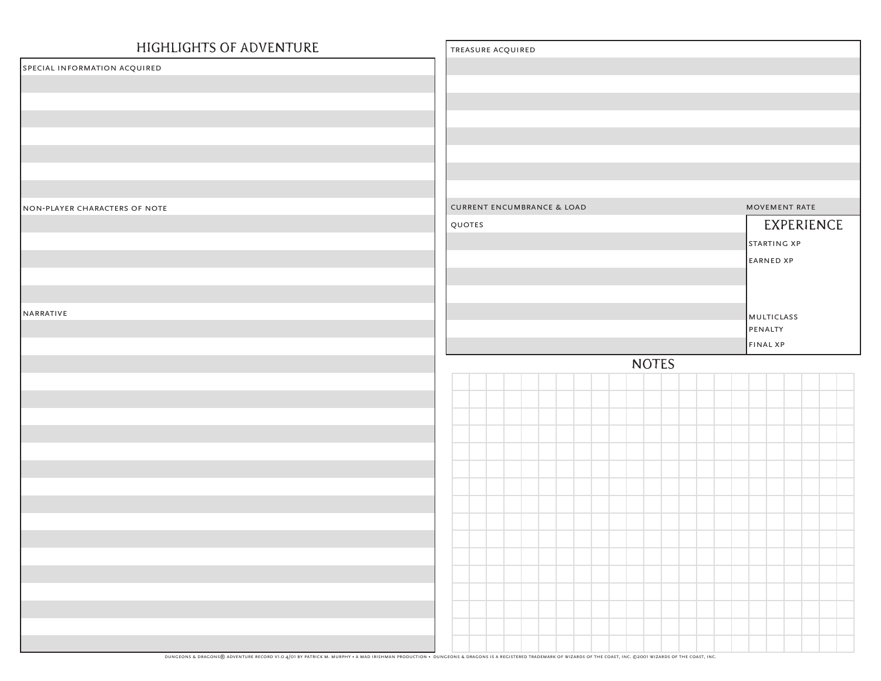## HIGHLIGHTS OF ADVENTURE

SPECIAL INFORMATION ACQUIRED

NON-PLAYER CHARACTERS OF NOTE

NARRATIVE

TREASURE ACQUIRED

CURRENT ENCUMBRANCE & LOAD

MOVEMENT RATE

QUOTES

## EXPERIENCE

STARTING XP

EARNED XP

MULTICLASS PENALTY

FINAL XP

## NOTES

DUNGEONS & DRAGONS® ADVENTURE RECORD V1.0 4/01 BY PATRICK M. MURPHY • A MAD IRISHMAN PRODUCTION • DUNGEONS & DRAGONS IS A REGISTERED TRADEMARK OF WIZARDS OF THE COAST, INC. ©2001 WIZARDS OF THE COAST, INC.